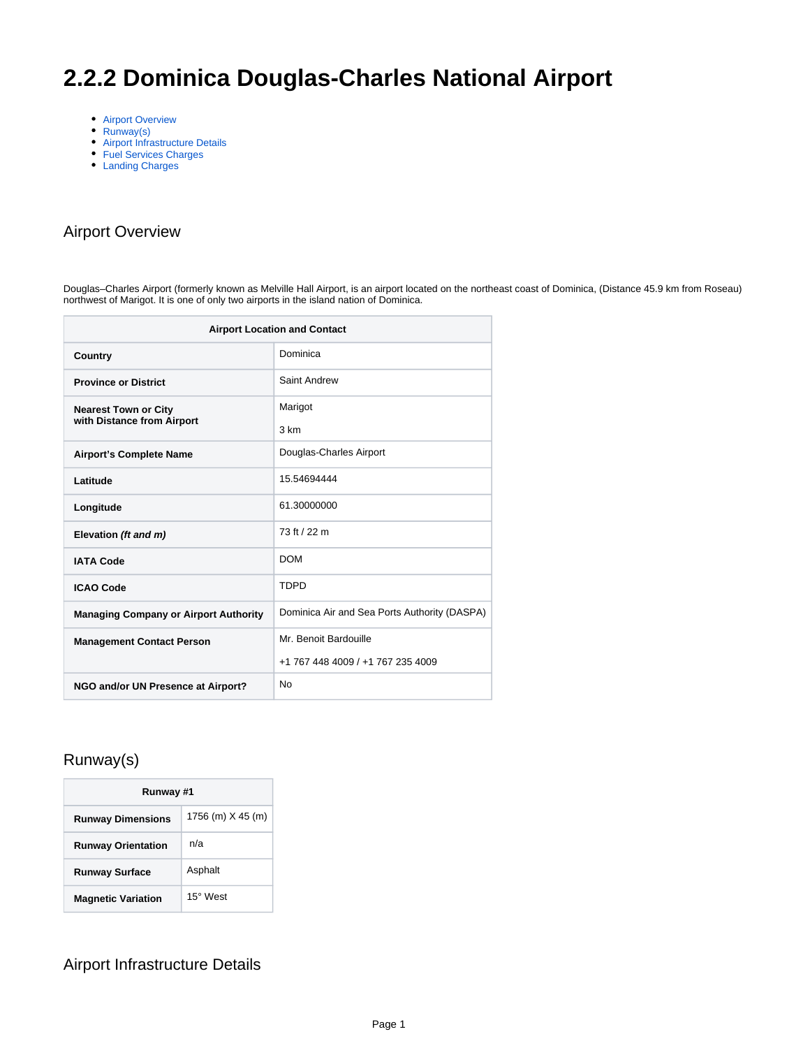# 2.2.2 Dominica Douglas-Charles National Airport

- Airport Overview
- Runway(s)
- Airport Infrastructure Details
- Fuel Services Charges
- Landing Charges

## Airport Overview

Douglas–Charles Airport (formerly known as Melville Hall Airport, is an airport located on the northeast coast of Dominica, (Distance 45.9 km from Roseau) northwest of Marigot. It is one of only two airports in the island nation of Dominica.

| Airport Location and Contact | |
|---|---|
| **Country** | Dominica |
| **Province or District** | Saint Andrew |
| **Nearest Town or City with Distance from Airport** | Marigot<br>3 km |
| **Airport's Complete Name** | Douglas-Charles Airport |
| **Latitude** | 15.54694444 |
| **Longitude** | 61.30000000 |
| **Elevation *(ft and m)*** | 73 ft / 22 m |
| **IATA Code** | DOM |
| **ICAO Code** | TDPD |
| **Managing Company or Airport Authority** | Dominica Air and Sea Ports Authority (DASPA) |
| **Management Contact Person** | Mr. Benoit Bardouille<br>+1 767 448 4009 / +1 767 235 4009 |
| **NGO and/or UN Presence at Airport?** | No |

## Runway(s)

| Runway #1 | |
|---|---|
| **Runway Dimensions** | 1756 (m) X 45 (m) |
| **Runway Orientation** | n/a |
| **Runway Surface** | Asphalt |
| **Magnetic Variation** | 15° West |

## Airport Infrastructure Details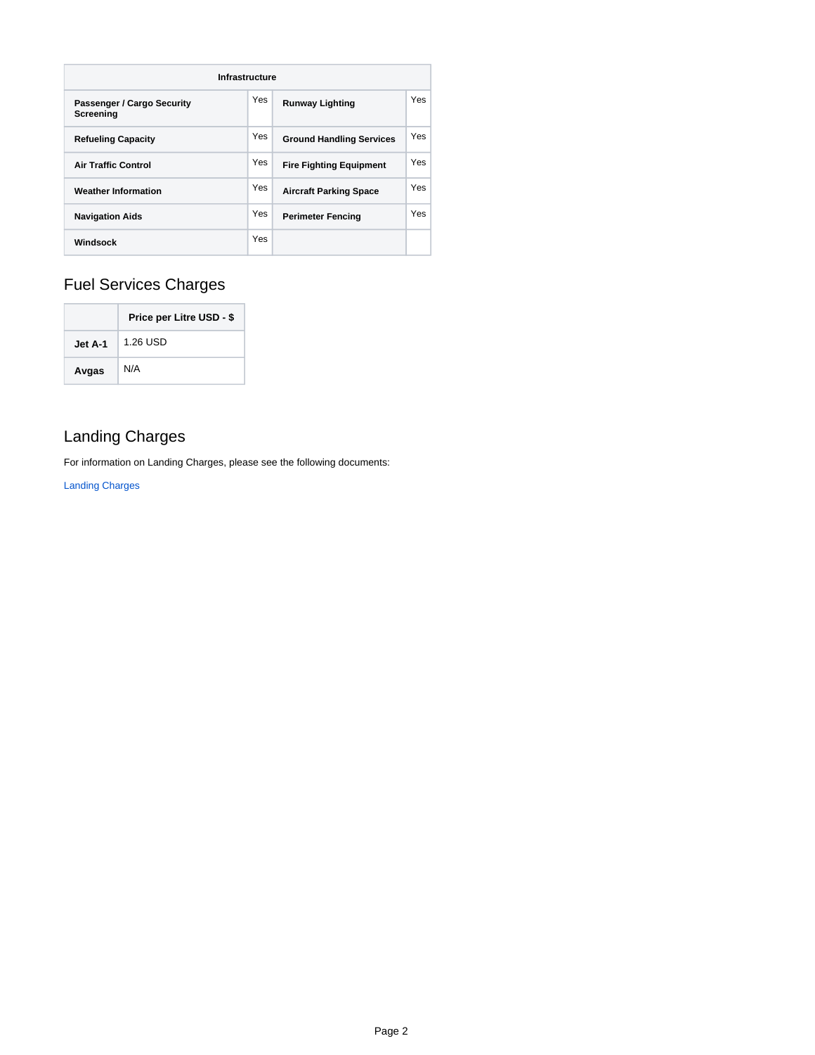| Infrastructure | | | |
|---|---|---|---|
| **Passenger / Cargo Security Screening** | Yes | **Runway Lighting** | Yes |
| **Refueling Capacity** | Yes | **Ground Handling Services** | Yes |
| **Air Traffic Control** | Yes | **Fire Fighting Equipment** | Yes |
| **Weather Information** | Yes | **Aircraft Parking Space** | Yes |
| **Navigation Aids** | Yes | **Perimeter Fencing** | Yes |
| **Windsock** | Yes | | |

## Fuel Services Charges

| | Price per Litre USD - $ |
|---|---|
| **Jet A-1** | 1.26 USD |
| **Avgas** | N/A |

## Landing Charges

For information on Landing Charges, please see the following documents:

Landing Charges